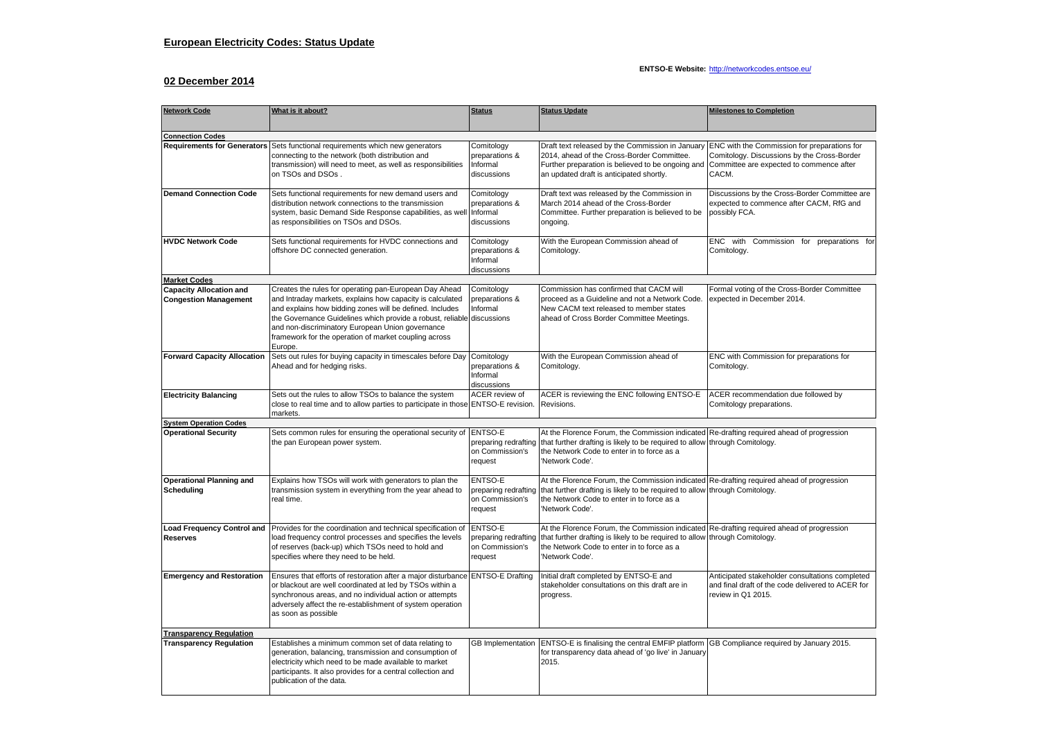## European Electricity Codes: Status Update

**ENTSO-E Website:** http://networkcodes.entsoe.eu/

## 02 December 2014

| Network Code | What is it about? | Status | Status Update | Milestones to Completion |
|---|---|---|---|---|
| **Connection Codes** | | | | |
| **Requirements for Generators** | Sets functional requirements which new generators connecting to the network (both distribution and transmission) will need to meet, as well as responsibilities on TSOs and DSOs . | Comitology preparations & Informal discussions | Draft text released by the Commission in January 2014, ahead of the Cross-Border Committee. Further preparation is believed to be ongoing and an updated draft is anticipated shortly. | ENC with the Commission for preparations for Comitology. Discussions by the Cross-Border Committee are expected to commence after CACM. |
| **Demand Connection Code** | Sets functional requirements for new demand users and distribution network connections to the transmission system, basic Demand Side Response capabilities, as well as responsibilities on TSOs and DSOs. | Comitology preparations & Informal discussions | Draft text was released by the Commission in March 2014 ahead of the Cross-Border Committee. Further preparation is believed to be ongoing. | Discussions by the Cross-Border Committee are expected to commence after CACM, RfG and possibly FCA. |
| **HVDC Network Code** | Sets functional requirements for HVDC connections and offshore DC connected generation. | Comitology preparations & Informal discussions | With the European Commission ahead of Comitology. | ENC with Commission for preparations for Comitology. |
| **Market Codes** | | | | |
| **Capacity Allocation and Congestion Management** | Creates the rules for operating pan-European Day Ahead and Intraday markets, explains how capacity is calculated and explains how bidding zones will be defined. Includes the Governance Guidelines which provide a robust, reliable and non-discriminatory European Union governance framework for the operation of market coupling across Europe. | Comitology preparations & Informal discussions | Commission has confirmed that CACM will proceed as a Guideline and not a Network Code. New CACM text released to member states ahead of Cross Border Committee Meetings. | Formal voting of the Cross-Border Committee expected in December 2014. |
| **Forward Capacity Allocation** | Sets out rules for buying capacity in timescales before Day Ahead and for hedging risks. | Comitology preparations & Informal discussions | With the European Commission ahead of Comitology. | ENC with Commission for preparations for Comitology. |
| **Electricity Balancing** | Sets out the rules to allow TSOs to balance the system close to real time and to allow parties to participate in those markets. | ACER review of ENTSO-E revision. | ACER is reviewing the ENC following ENTSO-E Revisions. | ACER recommendation due followed by Comitology preparations. |
| **System Operation Codes** | | | | |
| **Operational Security** | Sets common rules for ensuring the operational security of the pan European power system. | ENTSO-E preparing redrafting on Commission's request | At the Florence Forum, the Commission indicated that further drafting is likely to be required to allow the Network Code to enter in to force as a 'Network Code'. | Re-drafting required ahead of progression through Comitology. |
| **Operational Planning and Scheduling** | Explains how TSOs will work with generators to plan the transmission system in everything from the year ahead to real time. | ENTSO-E preparing redrafting on Commission's request | At the Florence Forum, the Commission indicated that further drafting is likely to be required to allow the Network Code to enter in to force as a 'Network Code'. | Re-drafting required ahead of progression through Comitology. |
| **Load Frequency Control and Reserves** | Provides for the coordination and technical specification of load frequency control processes and specifies the levels of reserves (back-up) which TSOs need to hold and specifies where they need to be held. | ENTSO-E preparing redrafting on Commission's request | At the Florence Forum, the Commission indicated that further drafting is likely to be required to allow the Network Code to enter in to force as a 'Network Code'. | Re-drafting required ahead of progression through Comitology. |
| **Emergency and Restoration** | Ensures that efforts of restoration after a major disturbance or blackout are well coordinated at led by TSOs within a synchronous areas, and no individual action or attempts adversely affect the re-establishment of system operation as soon as possible | ENTSO-E Drafting | Initial draft completed by ENTSO-E and stakeholder consultations on this draft are in progress. | Anticipated stakeholder consultations completed and final draft of the code delivered to ACER for review in Q1 2015. |
| **Transparency Regulation** | | | | |
| **Transparency Regulation** | Establishes a minimum common set of data relating to generation, balancing, transmission and consumption of electricity which need to be made available to market participants. It also provides for a central collection and publication of the data. | GB Implementation | ENTSO-E is finalising the central EMFIP platform for transparency data ahead of 'go live' in January 2015. | GB Compliance required by January 2015. |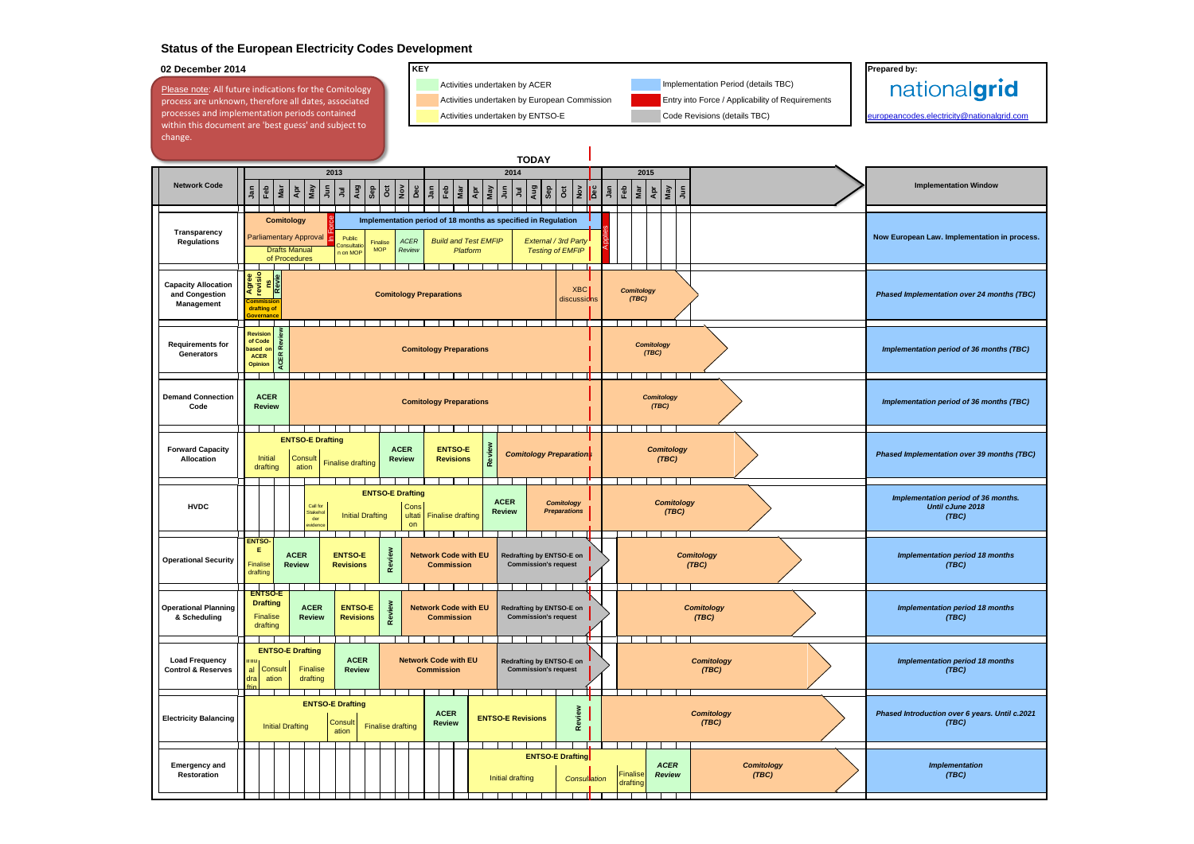# Status of the European Electricity Codes Development

**02 December 2014**

Please note: All future indications for the Comitology process are unknown, therefore all dates, associated processes and implementation periods contained within this document are 'best guess' and subject to change.

**KEY**

- Activities undertaken by ACER
- Activities undertaken by European Commission
- Activities undertaken by ENTSO-E
- Implementation Period (details TBC)
- Entry into Force / Applicability of Requirements
- Code Revisions (details TBC)

**Prepared by:**

nationalgrid

europeancodes.electricity@nationalgrid.com

TODAY

2013: Jan Feb Mar Apr May Jun Jul Aug Sep Oct Nov Dec
2014: Jan Feb Mar Apr May Jun Jul Aug Sep Oct Nov Dec
2015: Jan Feb Mar Apr May Jun

Network Code

Transparency Regulations
Comitology
Parliamentary Approval
In Force
Drafts Manual of Procedures
Public Consultation on MOP
Finalise MOP
ACER Review
Implementation period of 18 months as specified in Regulation
Build and Test EMFIP Platform
External / 3rd Party Testing of EMFIP
Applies

Capacity Allocation and Congestion Management
Agree revisions
Review
Commission drafting of Governance
Comitology Preparations
XBC discussions
Comitology (TBC)

Requirements for Generators
Revision of Code based on ACER Opinion
ACER Review
Comitology Preparations
Comitology (TBC)

Demand Connection Code
ACER Review
Comitology Preparations
Comitology (TBC)

Forward Capacity Allocation
ENTSO-E Drafting
Initial drafting
Consultation
Finalise drafting
ACER Review
ENTSO-E Revisions
Review
Comitology Preparations
Comitology (TBC)

HVDC
ENTSO-E Drafting
Call for Stakeholder evidence
Initial Drafting
Consultation
Finalise drafting
ACER Review
Comitology Preparations
Comitology (TBC)

Operational Security
ENTSO-E
Finalise drafting
ACER Review
ENTSO-E Revisions
Review
Network Code with EU Commission
Redrafting by ENTSO-E on Commission's request
Comitology (TBC)

Operational Planning & Scheduling
ENTSO-E Drafting
Finalise drafting
ACER Review
ENTSO-E Revisions
Review
Network Code with EU Commission
Redrafting by ENTSO-E on Commission's request
Comitology (TBC)

Load Frequency Control & Reserves
ENTSO-E Drafting
Initial drafting
Consultation
Finalise drafting
ACER Review
Network Code with EU Commission
Redrafting by ENTSO-E on Commission's request
Comitology (TBC)

Electricity Balancing
ENTSO-E Drafting
Initial Drafting
Consultation
Finalise drafting
ACER Review
ENTSO-E Revisions
Review
Comitology (TBC)

Emergency and Restoration
ENTSO-E Drafting
Initial drafting
Consultation
Finalise drafting
ACER Review
Comitology (TBC)

| Network Code | Implementation Window |
|---|---|
| Transparency Regulations | Now European Law. Implementation in process. |
| Capacity Allocation and Congestion Management | *Phased Implementation over 24 months (TBC)* |
| Requirements for Generators | *Implementation period of 36 months (TBC)* |
| Demand Connection Code | *Implementation period of 36 months (TBC)* |
| Forward Capacity Allocation | *Phased Implementation over 39 months (TBC)* |
| HVDC | *Implementation period of 36 months. Until cJune 2018 (TBC)* |
| Operational Security | *Implementation period 18 months (TBC)* |
| Operational Planning & Scheduling | *Implementation period 18 months (TBC)* |
| Load Frequency Control & Reserves | *Implementation period 18 months (TBC)* |
| Electricity Balancing | *Phased Introduction over 6 years. Until c.2021 (TBC)* |
| Emergency and Restoration | *Implementation (TBC)* |